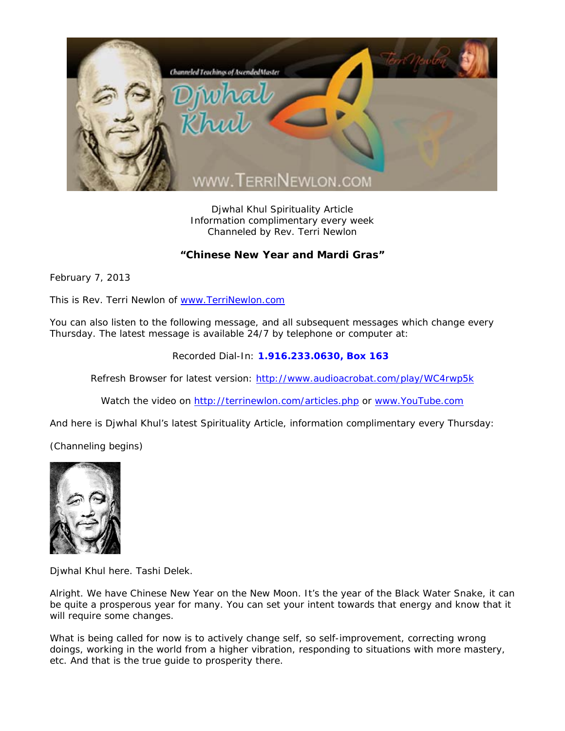Djwhal Khul Spirituality Article
Information complimentary every week
Channeled by Rev. Terri Newlon

## "Chinese New Year and Mardi Gras"

February 7, 2013

This is Rev. Terri Newlon of www.TerriNewlon.com

You can also listen to the following message, and all subsequent messages which change every Thursday. The latest message is available 24/7 by telephone or computer at:

Recorded Dial-In: **1.916.233.0630, Box 163**

Refresh Browser for latest version: http://www.audioacrobat.com/play/WC4rwp5k

Watch the video on http://terrinewlon.com/articles.php or www.YouTube.com

And here is Djwhal Khul's latest Spirituality Article, information complimentary every Thursday:

(Channeling begins)

Djwhal Khul here. Tashi Delek.

Alright. We have Chinese New Year on the New Moon. It's the year of the Black Water Snake, it can be quite a prosperous year for many. You can set your intent towards that energy and know that it will require some changes.

What is being called for now is to actively change self, so self-improvement, correcting wrong doings, working in the world from a higher vibration, responding to situations with more mastery, etc. And that is the true guide to prosperity there.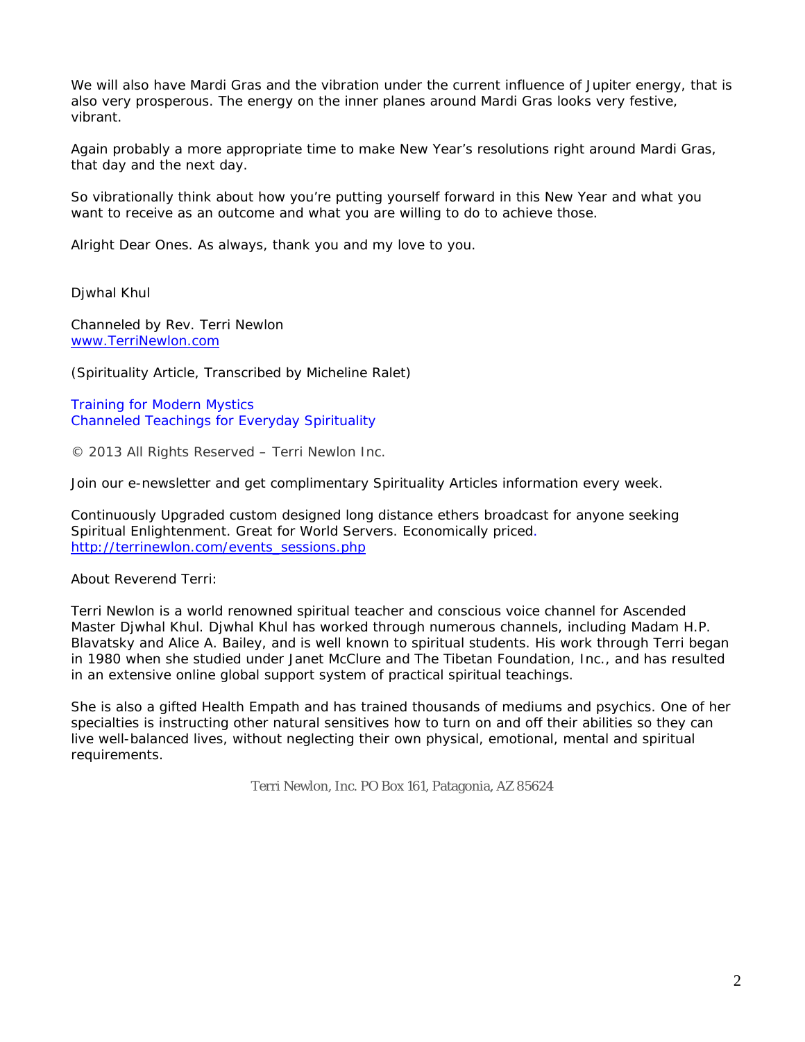We will also have Mardi Gras and the vibration under the current influence of Jupiter energy, that is also very prosperous. The energy on the inner planes around Mardi Gras looks very festive, vibrant.

Again probably a more appropriate time to make New Year's resolutions right around Mardi Gras, that day and the next day.

So vibrationally think about how you're putting yourself forward in this New Year and what you want to receive as an outcome and what you are willing to do to achieve those.

Alright Dear Ones. As always, thank you and my love to you.

Djwhal Khul

Channeled by Rev. Terri Newlon
www.TerriNewlon.com

(Spirituality Article, Transcribed by Micheline Ralet)

Training for Modern Mystics
Channeled Teachings for Everyday Spirituality

© 2013 All Rights Reserved – Terri Newlon Inc.

Join our e-newsletter and get complimentary Spirituality Articles information every week.

Continuously Upgraded custom designed long distance ethers broadcast for anyone seeking Spiritual Enlightenment. Great for World Servers. Economically priced.
http://terrinewlon.com/events_sessions.php

About Reverend Terri:

Terri Newlon is a world renowned spiritual teacher and conscious voice channel for Ascended Master Djwhal Khul. Djwhal Khul has worked through numerous channels, including Madam H.P. Blavatsky and Alice A. Bailey, and is well known to spiritual students. His work through Terri began in 1980 when she studied under Janet McClure and The Tibetan Foundation, Inc., and has resulted in an extensive online global support system of practical spiritual teachings.

She is also a gifted Health Empath and has trained thousands of mediums and psychics. One of her specialties is instructing other natural sensitives how to turn on and off their abilities so they can live well-balanced lives, without neglecting their own physical, emotional, mental and spiritual requirements.

Terri Newlon, Inc. PO Box 161, Patagonia, AZ 85624